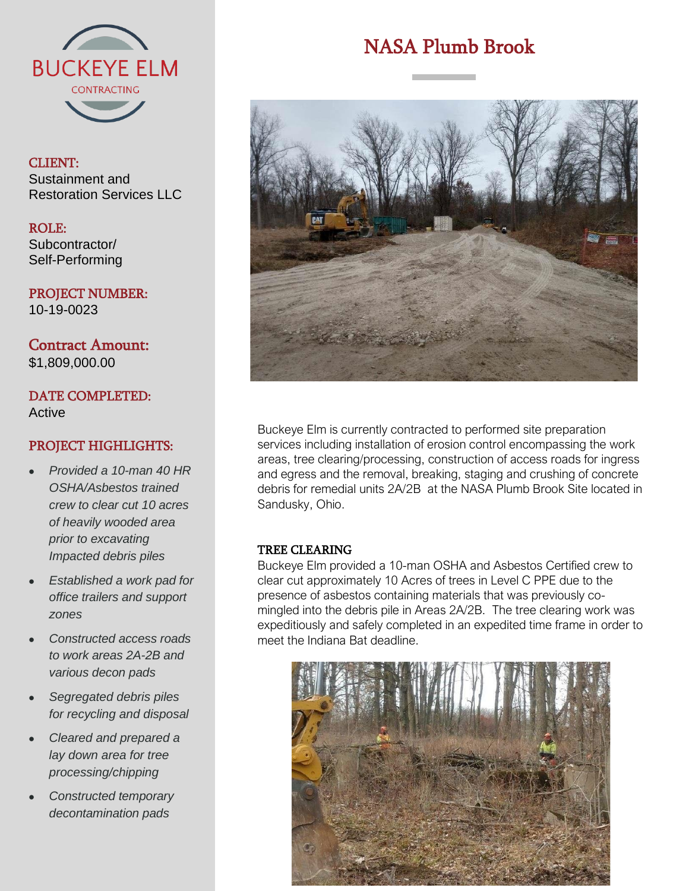BUCKEYE ELM
CONTRACTING

# NASA Plumb Brook

**CLIENT:**
Sustainment and Restoration Services LLC

**ROLE:**
Subcontractor/ Self-Performing

**PROJECT NUMBER:**
10-19-0023

**Contract Amount:**
$1,809,000.00

**DATE COMPLETED:**
Active

**PROJECT HIGHLIGHTS:**

- *Provided a 10-man 40 HR OSHA/Asbestos trained crew to clear cut 10 acres of heavily wooded area prior to excavating Impacted debris piles*
- *Established a work pad for office trailers and support zones*
- *Constructed access roads to work areas 2A-2B and various decon pads*
- *Segregated debris piles for recycling and disposal*
- *Cleared and prepared a lay down area for tree processing/chipping*
- *Constructed temporary decontamination pads*

Buckeye Elm is currently contracted to performed site preparation services including installation of erosion control encompassing the work areas, tree clearing/processing, construction of access roads for ingress and egress and the removal, breaking, staging and crushing of concrete debris for remedial units 2A/2B at the NASA Plumb Brook Site located in Sandusky, Ohio.

## TREE CLEARING

Buckeye Elm provided a 10-man OSHA and Asbestos Certified crew to clear cut approximately 10 Acres of trees in Level C PPE due to the presence of asbestos containing materials that was previously co-mingled into the debris pile in Areas 2A/2B. The tree clearing work was expeditiously and safely completed in an expedited time frame in order to meet the Indiana Bat deadline.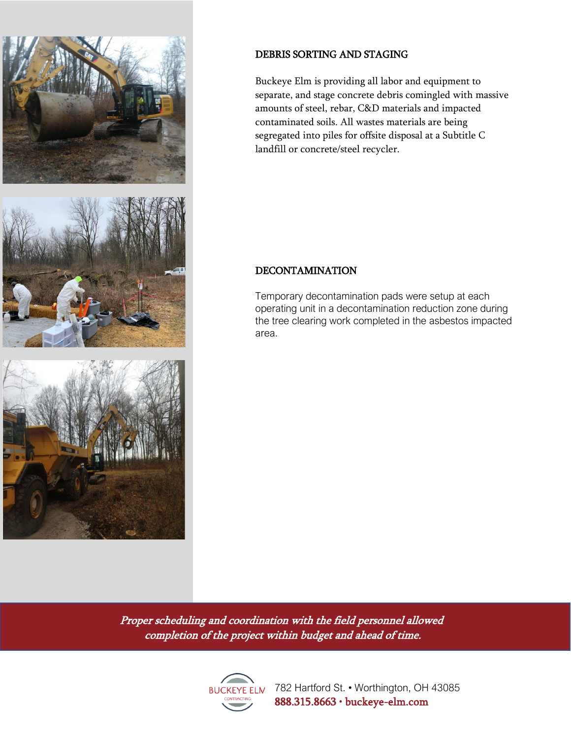## DEBRIS SORTING AND STAGING

Buckeye Elm is providing all labor and equipment to separate, and stage concrete debris comingled with massive amounts of steel, rebar, C&D materials and impacted contaminated soils. All wastes materials are being segregated into piles for offsite disposal at a Subtitle C landfill or concrete/steel recycler.

## DECONTAMINATION

Temporary decontamination pads were setup at each operating unit in a decontamination reduction zone during the tree clearing work completed in the asbestos impacted area.

*Proper scheduling and coordination with the field personnel allowed completion of the project within budget and ahead of time.*

BUCKEYE ELM CONTRACTING

782 Hartford St. • Worthington, OH 43085

**888.315.8663 • buckeye-elm.com**